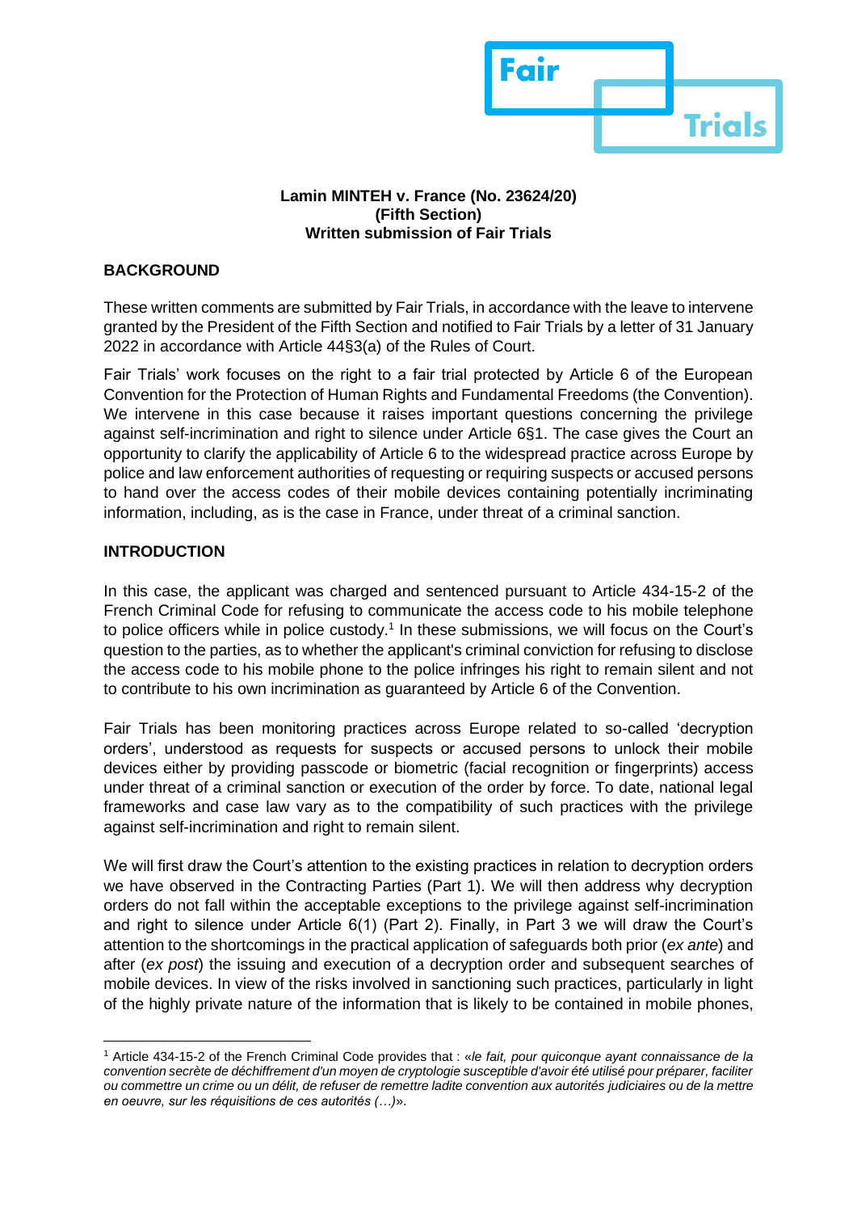**Lamin MINTEH v. France (No. 23624/20)**
**(Fifth Section)**
**Written submission of Fair Trials**

## BACKGROUND

These written comments are submitted by Fair Trials, in accordance with the leave to intervene granted by the President of the Fifth Section and notified to Fair Trials by a letter of 31 January 2022 in accordance with Article 44§3(a) of the Rules of Court.

Fair Trials' work focuses on the right to a fair trial protected by Article 6 of the European Convention for the Protection of Human Rights and Fundamental Freedoms (the Convention). We intervene in this case because it raises important questions concerning the privilege against self-incrimination and right to silence under Article 6§1. The case gives the Court an opportunity to clarify the applicability of Article 6 to the widespread practice across Europe by police and law enforcement authorities of requesting or requiring suspects or accused persons to hand over the access codes of their mobile devices containing potentially incriminating information, including, as is the case in France, under threat of a criminal sanction.

## INTRODUCTION

In this case, the applicant was charged and sentenced pursuant to Article 434-15-2 of the French Criminal Code for refusing to communicate the access code to his mobile telephone to police officers while in police custody.[1] In these submissions, we will focus on the Court's question to the parties, as to whether the applicant's criminal conviction for refusing to disclose the access code to his mobile phone to the police infringes his right to remain silent and not to contribute to his own incrimination as guaranteed by Article 6 of the Convention.

Fair Trials has been monitoring practices across Europe related to so-called 'decryption orders', understood as requests for suspects or accused persons to unlock their mobile devices either by providing passcode or biometric (facial recognition or fingerprints) access under threat of a criminal sanction or execution of the order by force. To date, national legal frameworks and case law vary as to the compatibility of such practices with the privilege against self-incrimination and right to remain silent.

We will first draw the Court's attention to the existing practices in relation to decryption orders we have observed in the Contracting Parties (Part 1). We will then address why decryption orders do not fall within the acceptable exceptions to the privilege against self-incrimination and right to silence under Article 6(1) (Part 2). Finally, in Part 3 we will draw the Court's attention to the shortcomings in the practical application of safeguards both prior (*ex ante*) and after (*ex post*) the issuing and execution of a decryption order and subsequent searches of mobile devices. In view of the risks involved in sanctioning such practices, particularly in light of the highly private nature of the information that is likely to be contained in mobile phones,

---

[1] Article 434-15-2 of the French Criminal Code provides that : «*le fait, pour quiconque ayant connaissance de la convention secrète de déchiffrement d'un moyen de cryptologie susceptible d'avoir été utilisé pour préparer, faciliter ou commettre un crime ou un délit, de refuser de remettre ladite convention aux autorités judiciaires ou de la mettre en oeuvre, sur les réquisitions de ces autorités (…)*».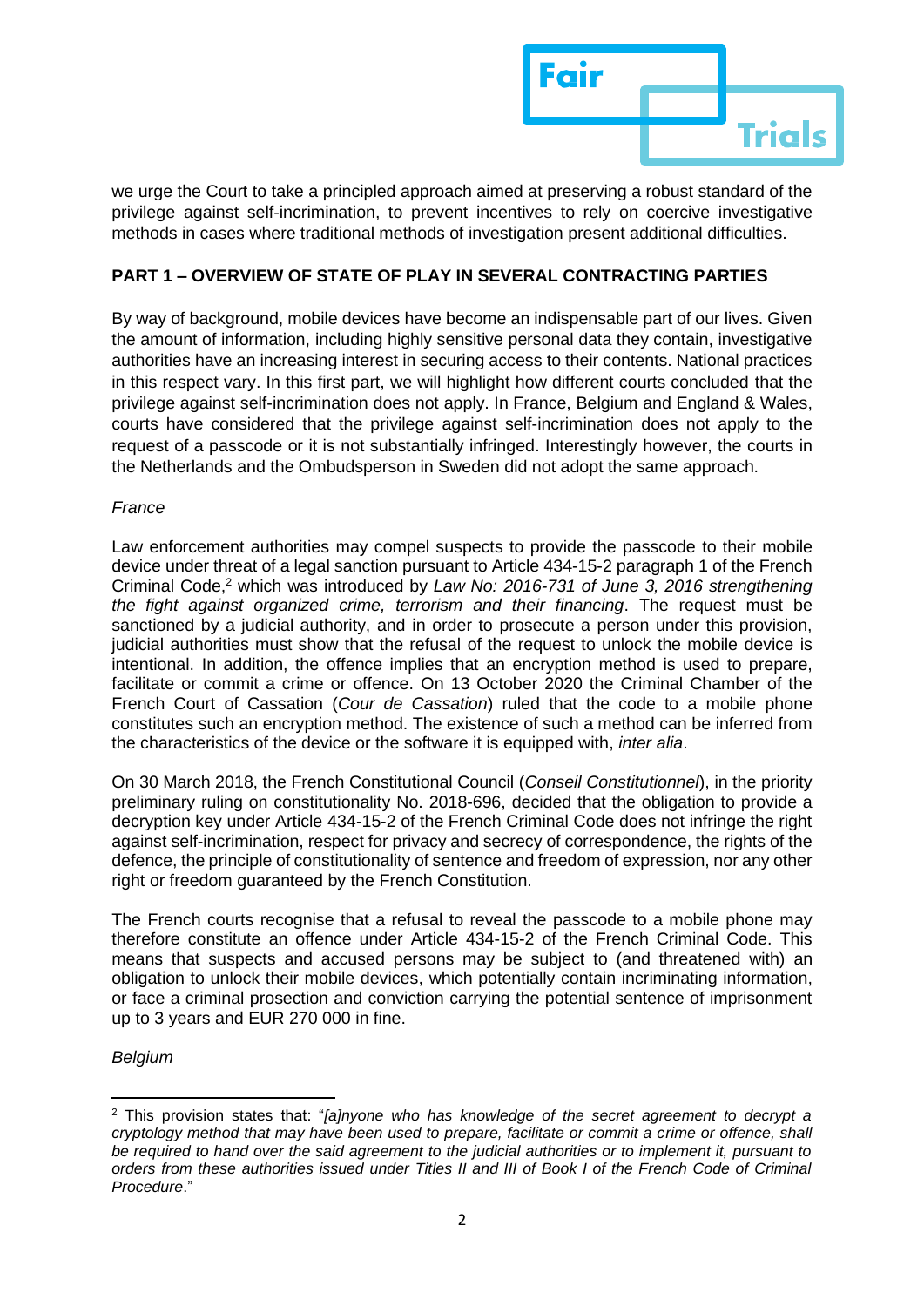we urge the Court to take a principled approach aimed at preserving a robust standard of the privilege against self-incrimination, to prevent incentives to rely on coercive investigative methods in cases where traditional methods of investigation present additional difficulties.

**PART 1 – OVERVIEW OF STATE OF PLAY IN SEVERAL CONTRACTING PARTIES**

By way of background, mobile devices have become an indispensable part of our lives. Given the amount of information, including highly sensitive personal data they contain, investigative authorities have an increasing interest in securing access to their contents. National practices in this respect vary. In this first part, we will highlight how different courts concluded that the privilege against self-incrimination does not apply. In France, Belgium and England & Wales, courts have considered that the privilege against self-incrimination does not apply to the request of a passcode or it is not substantially infringed. Interestingly however, the courts in the Netherlands and the Ombudsperson in Sweden did not adopt the same approach.

*France*

Law enforcement authorities may compel suspects to provide the passcode to their mobile device under threat of a legal sanction pursuant to Article 434-15-2 paragraph 1 of the French Criminal Code,[2] which was introduced by *Law No: 2016-731 of June 3, 2016 strengthening the fight against organized crime, terrorism and their financing*. The request must be sanctioned by a judicial authority, and in order to prosecute a person under this provision, judicial authorities must show that the refusal of the request to unlock the mobile device is intentional. In addition, the offence implies that an encryption method is used to prepare, facilitate or commit a crime or offence. On 13 October 2020 the Criminal Chamber of the French Court of Cassation (*Cour de Cassation*) ruled that the code to a mobile phone constitutes such an encryption method. The existence of such a method can be inferred from the characteristics of the device or the software it is equipped with, *inter alia*.

On 30 March 2018, the French Constitutional Council (*Conseil Constitutionnel*), in the priority preliminary ruling on constitutionality No. 2018-696, decided that the obligation to provide a decryption key under Article 434-15-2 of the French Criminal Code does not infringe the right against self-incrimination, respect for privacy and secrecy of correspondence, the rights of the defence, the principle of constitutionality of sentence and freedom of expression, nor any other right or freedom guaranteed by the French Constitution.

The French courts recognise that a refusal to reveal the passcode to a mobile phone may therefore constitute an offence under Article 434-15-2 of the French Criminal Code. This means that suspects and accused persons may be subject to (and threatened with) an obligation to unlock their mobile devices, which potentially contain incriminating information, or face a criminal prosection and conviction carrying the potential sentence of imprisonment up to 3 years and EUR 270 000 in fine.

*Belgium*

[2] This provision states that: "*[a]nyone who has knowledge of the secret agreement to decrypt a cryptology method that may have been used to prepare, facilitate or commit a crime or offence, shall be required to hand over the said agreement to the judicial authorities or to implement it, pursuant to orders from these authorities issued under Titles II and III of Book I of the French Code of Criminal Procedure*."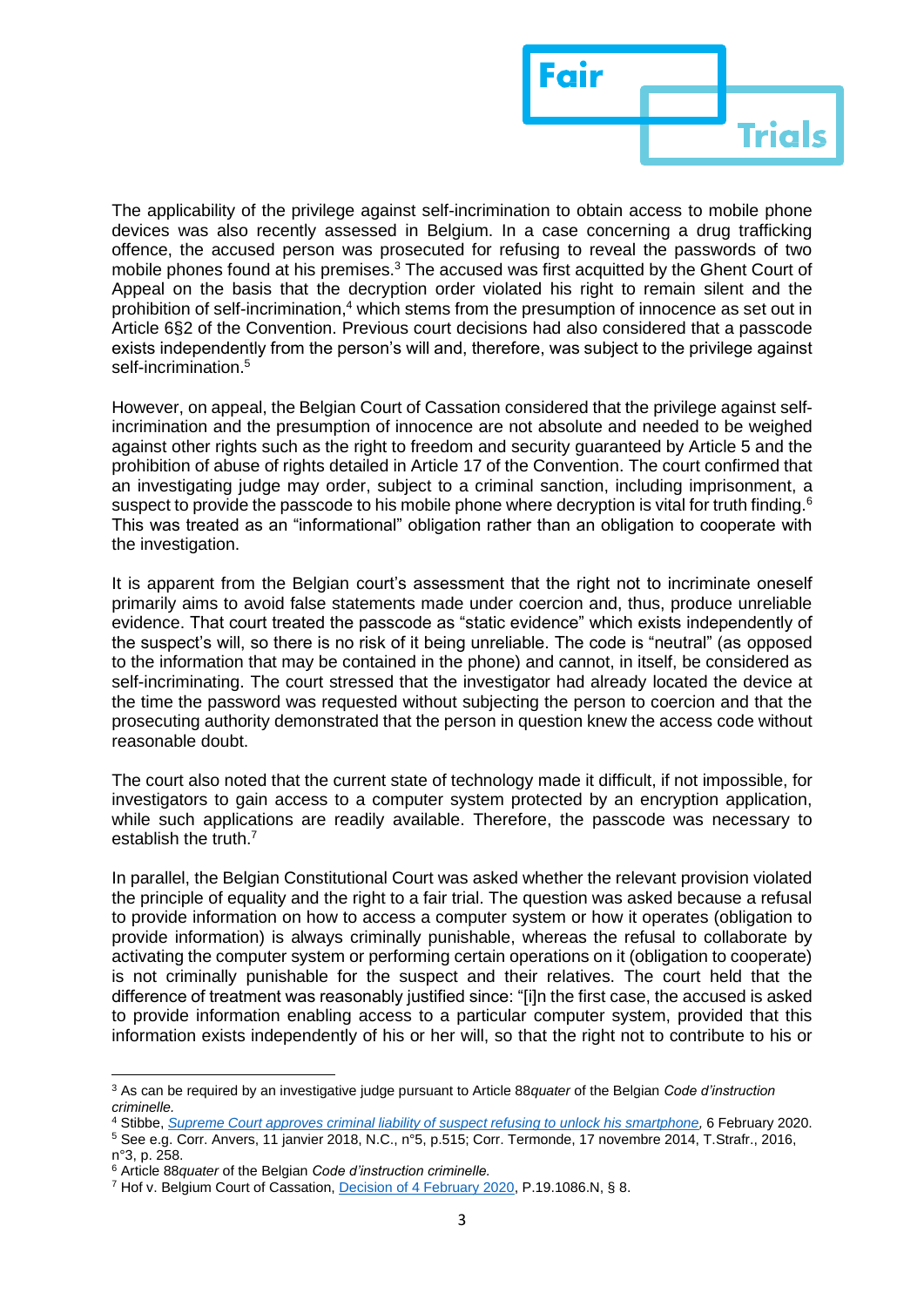The applicability of the privilege against self-incrimination to obtain access to mobile phone devices was also recently assessed in Belgium. In a case concerning a drug trafficking offence, the accused person was prosecuted for refusing to reveal the passwords of two mobile phones found at his premises.[3] The accused was first acquitted by the Ghent Court of Appeal on the basis that the decryption order violated his right to remain silent and the prohibition of self-incrimination,[4] which stems from the presumption of innocence as set out in Article 6§2 of the Convention. Previous court decisions had also considered that a passcode exists independently from the person's will and, therefore, was subject to the privilege against self-incrimination.[5]

However, on appeal, the Belgian Court of Cassation considered that the privilege against self-incrimination and the presumption of innocence are not absolute and needed to be weighed against other rights such as the right to freedom and security guaranteed by Article 5 and the prohibition of abuse of rights detailed in Article 17 of the Convention. The court confirmed that an investigating judge may order, subject to a criminal sanction, including imprisonment, a suspect to provide the passcode to his mobile phone where decryption is vital for truth finding.[6] This was treated as an "informational" obligation rather than an obligation to cooperate with the investigation.

It is apparent from the Belgian court's assessment that the right not to incriminate oneself primarily aims to avoid false statements made under coercion and, thus, produce unreliable evidence. That court treated the passcode as "static evidence" which exists independently of the suspect's will, so there is no risk of it being unreliable. The code is "neutral" (as opposed to the information that may be contained in the phone) and cannot, in itself, be considered as self-incriminating. The court stressed that the investigator had already located the device at the time the password was requested without subjecting the person to coercion and that the prosecuting authority demonstrated that the person in question knew the access code without reasonable doubt.

The court also noted that the current state of technology made it difficult, if not impossible, for investigators to gain access to a computer system protected by an encryption application, while such applications are readily available. Therefore, the passcode was necessary to establish the truth.[7]

In parallel, the Belgian Constitutional Court was asked whether the relevant provision violated the principle of equality and the right to a fair trial. The question was asked because a refusal to provide information on how to access a computer system or how it operates (obligation to provide information) is always criminally punishable, whereas the refusal to collaborate by activating the computer system or performing certain operations on it (obligation to cooperate) is not criminally punishable for the suspect and their relatives. The court held that the difference of treatment was reasonably justified since: "[i]n the first case, the accused is asked to provide information enabling access to a particular computer system, provided that this information exists independently of his or her will, so that the right not to contribute to his or

---

[3] As can be required by an investigative judge pursuant to Article 88*quater* of the Belgian *Code d'instruction criminelle.*

[4] Stibbe, *Supreme Court approves criminal liability of suspect refusing to unlock his smartphone,* 6 February 2020.

[5] See e.g. Corr. Anvers, 11 janvier 2018, N.C., n°5, p.515; Corr. Termonde, 17 novembre 2014, T.Strafr., 2016, n°3, p. 258.

[6] Article 88*quater* of the Belgian *Code d'instruction criminelle.*

[7] Hof v. Belgium Court of Cassation, Decision of 4 February 2020, P.19.1086.N, § 8.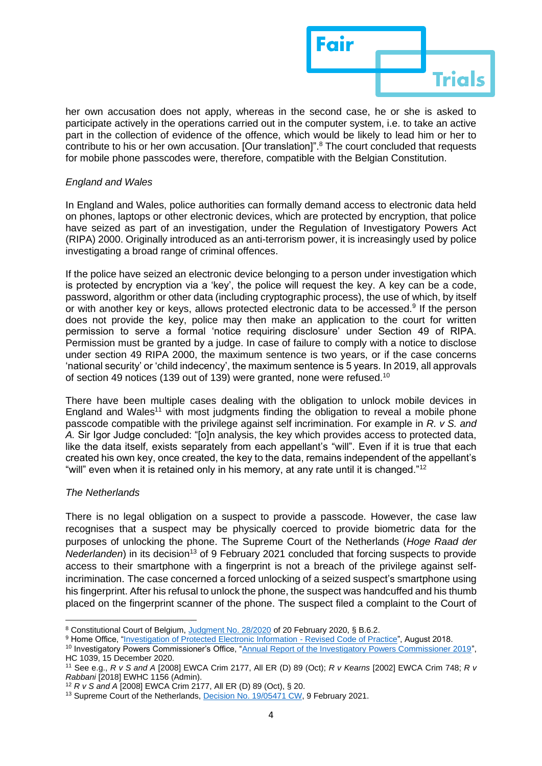her own accusation does not apply, whereas in the second case, he or she is asked to participate actively in the operations carried out in the computer system, i.e. to take an active part in the collection of evidence of the offence, which would be likely to lead him or her to contribute to his or her own accusation. [Our translation]".[8] The court concluded that requests for mobile phone passcodes were, therefore, compatible with the Belgian Constitution.

*England and Wales*

In England and Wales, police authorities can formally demand access to electronic data held on phones, laptops or other electronic devices, which are protected by encryption, that police have seized as part of an investigation, under the Regulation of Investigatory Powers Act (RIPA) 2000. Originally introduced as an anti-terrorism power, it is increasingly used by police investigating a broad range of criminal offences.

If the police have seized an electronic device belonging to a person under investigation which is protected by encryption via a 'key', the police will request the key. A key can be a code, password, algorithm or other data (including cryptographic process), the use of which, by itself or with another key or keys, allows protected electronic data to be accessed.[9] If the person does not provide the key, police may then make an application to the court for written permission to serve a formal 'notice requiring disclosure' under Section 49 of RIPA. Permission must be granted by a judge. In case of failure to comply with a notice to disclose under section 49 RIPA 2000, the maximum sentence is two years, or if the case concerns 'national security' or 'child indecency', the maximum sentence is 5 years. In 2019, all approvals of section 49 notices (139 out of 139) were granted, none were refused.[10]

There have been multiple cases dealing with the obligation to unlock mobile devices in England and Wales[11] with most judgments finding the obligation to reveal a mobile phone passcode compatible with the privilege against self incrimination. For example in *R. v S. and A.* Sir Igor Judge concluded: "[o]n analysis, the key which provides access to protected data, like the data itself, exists separately from each appellant's "will". Even if it is true that each created his own key, once created, the key to the data, remains independent of the appellant's "will" even when it is retained only in his memory, at any rate until it is changed."[12]

*The Netherlands*

There is no legal obligation on a suspect to provide a passcode. However, the case law recognises that a suspect may be physically coerced to provide biometric data for the purposes of unlocking the phone. The Supreme Court of the Netherlands (*Hoge Raad der Nederlanden*) in its decision[13] of 9 February 2021 concluded that forcing suspects to provide access to their smartphone with a fingerprint is not a breach of the privilege against self-incrimination. The case concerned a forced unlocking of a seized suspect's smartphone using his fingerprint. After his refusal to unlock the phone, the suspect was handcuffed and his thumb placed on the fingerprint scanner of the phone. The suspect filed a complaint to the Court of

---

[8] Constitutional Court of Belgium, Judgment No. 28/2020 of 20 February 2020, § B.6.2.

[9] Home Office, "Investigation of Protected Electronic Information - Revised Code of Practice", August 2018.

[10] Investigatory Powers Commissioner's Office, "Annual Report of the Investigatory Powers Commissioner 2019", HC 1039, 15 December 2020.

[11] See e.g., *R v S and A* [2008] EWCA Crim 2177, All ER (D) 89 (Oct); *R v Kearns* [2002] EWCA Crim 748; *R v Rabbani* [2018] EWHC 1156 (Admin).

[12] *R v S and A* [2008] EWCA Crim 2177, All ER (D) 89 (Oct), § 20.

[13] Supreme Court of the Netherlands, Decision No. 19/05471 CW, 9 February 2021.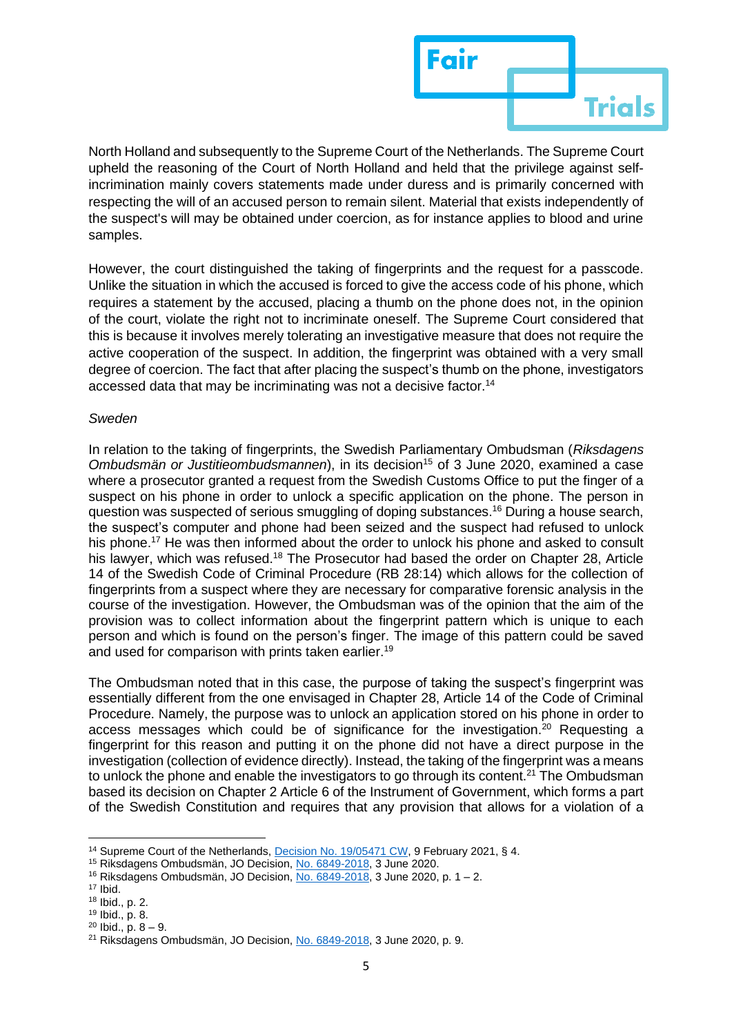North Holland and subsequently to the Supreme Court of the Netherlands. The Supreme Court upheld the reasoning of the Court of North Holland and held that the privilege against self-incrimination mainly covers statements made under duress and is primarily concerned with respecting the will of an accused person to remain silent. Material that exists independently of the suspect's will may be obtained under coercion, as for instance applies to blood and urine samples.

However, the court distinguished the taking of fingerprints and the request for a passcode. Unlike the situation in which the accused is forced to give the access code of his phone, which requires a statement by the accused, placing a thumb on the phone does not, in the opinion of the court, violate the right not to incriminate oneself. The Supreme Court considered that this is because it involves merely tolerating an investigative measure that does not require the active cooperation of the suspect. In addition, the fingerprint was obtained with a very small degree of coercion. The fact that after placing the suspect's thumb on the phone, investigators accessed data that may be incriminating was not a decisive factor.[14]

*Sweden*

In relation to the taking of fingerprints, the Swedish Parliamentary Ombudsman (*Riksdagens Ombudsmän or Justitieombudsmannen*), in its decision[15] of 3 June 2020, examined a case where a prosecutor granted a request from the Swedish Customs Office to put the finger of a suspect on his phone in order to unlock a specific application on the phone. The person in question was suspected of serious smuggling of doping substances.[16] During a house search, the suspect's computer and phone had been seized and the suspect had refused to unlock his phone.[17] He was then informed about the order to unlock his phone and asked to consult his lawyer, which was refused.[18] The Prosecutor had based the order on Chapter 28, Article 14 of the Swedish Code of Criminal Procedure (RB 28:14) which allows for the collection of fingerprints from a suspect where they are necessary for comparative forensic analysis in the course of the investigation. However, the Ombudsman was of the opinion that the aim of the provision was to collect information about the fingerprint pattern which is unique to each person and which is found on the person's finger. The image of this pattern could be saved and used for comparison with prints taken earlier.[19]

The Ombudsman noted that in this case, the purpose of taking the suspect's fingerprint was essentially different from the one envisaged in Chapter 28, Article 14 of the Code of Criminal Procedure. Namely, the purpose was to unlock an application stored on his phone in order to access messages which could be of significance for the investigation.[20] Requesting a fingerprint for this reason and putting it on the phone did not have a direct purpose in the investigation (collection of evidence directly). Instead, the taking of the fingerprint was a means to unlock the phone and enable the investigators to go through its content.[21] The Ombudsman based its decision on Chapter 2 Article 6 of the Instrument of Government, which forms a part of the Swedish Constitution and requires that any provision that allows for a violation of a

---

[14] Supreme Court of the Netherlands, Decision No. 19/05471 CW, 9 February 2021, § 4.

[15] Riksdagens Ombudsmän, JO Decision, No. 6849-2018, 3 June 2020.

[16] Riksdagens Ombudsmän, JO Decision, No. 6849-2018, 3 June 2020, p. 1 – 2.

[17] Ibid.

[18] Ibid., p. 2.

[19] Ibid., p. 8.

[20] Ibid., p. 8 – 9.

[21] Riksdagens Ombudsmän, JO Decision, No. 6849-2018, 3 June 2020, p. 9.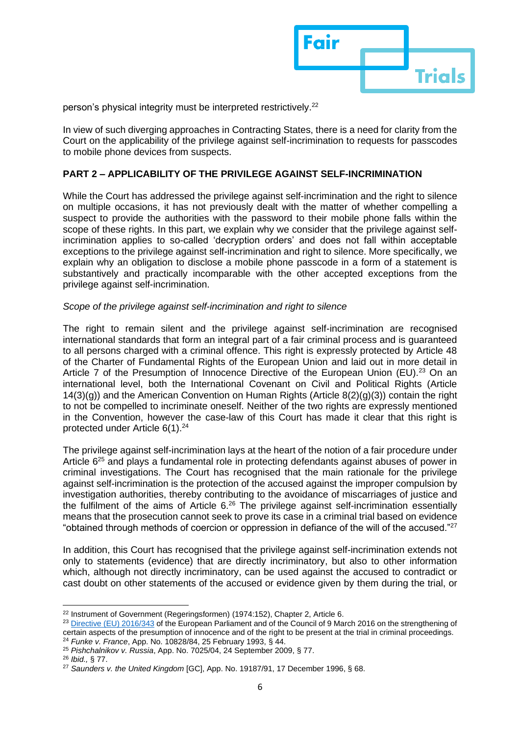person's physical integrity must be interpreted restrictively.[22]

In view of such diverging approaches in Contracting States, there is a need for clarity from the Court on the applicability of the privilege against self-incrimination to requests for passcodes to mobile phone devices from suspects.

**PART 2 – APPLICABILITY OF THE PRIVILEGE AGAINST SELF-INCRIMINATION**

While the Court has addressed the privilege against self-incrimination and the right to silence on multiple occasions, it has not previously dealt with the matter of whether compelling a suspect to provide the authorities with the password to their mobile phone falls within the scope of these rights. In this part, we explain why we consider that the privilege against self-incrimination applies to so-called 'decryption orders' and does not fall within acceptable exceptions to the privilege against self-incrimination and right to silence. More specifically, we explain why an obligation to disclose a mobile phone passcode in a form of a statement is substantively and practically incomparable with the other accepted exceptions from the privilege against self-incrimination.

*Scope of the privilege against self-incrimination and right to silence*

The right to remain silent and the privilege against self-incrimination are recognised international standards that form an integral part of a fair criminal process and is guaranteed to all persons charged with a criminal offence. This right is expressly protected by Article 48 of the Charter of Fundamental Rights of the European Union and laid out in more detail in Article 7 of the Presumption of Innocence Directive of the European Union (EU).[23] On an international level, both the International Covenant on Civil and Political Rights (Article 14(3)(g)) and the American Convention on Human Rights (Article 8(2)(g)(3)) contain the right to not be compelled to incriminate oneself. Neither of the two rights are expressly mentioned in the Convention, however the case-law of this Court has made it clear that this right is protected under Article 6(1).[24]

The privilege against self-incrimination lays at the heart of the notion of a fair procedure under Article 6[25] and plays a fundamental role in protecting defendants against abuses of power in criminal investigations. The Court has recognised that the main rationale for the privilege against self-incrimination is the protection of the accused against the improper compulsion by investigation authorities, thereby contributing to the avoidance of miscarriages of justice and the fulfilment of the aims of Article 6.[26] The privilege against self-incrimination essentially means that the prosecution cannot seek to prove its case in a criminal trial based on evidence "obtained through methods of coercion or oppression in defiance of the will of the accused."[27]

In addition, this Court has recognised that the privilege against self-incrimination extends not only to statements (evidence) that are directly incriminatory, but also to other information which, although not directly incriminatory, can be used against the accused to contradict or cast doubt on other statements of the accused or evidence given by them during the trial, or

---

[22] Instrument of Government (Regeringsformen) (1974:152), Chapter 2, Article 6.

[23] Directive (EU) 2016/343 of the European Parliament and of the Council of 9 March 2016 on the strengthening of certain aspects of the presumption of innocence and of the right to be present at the trial in criminal proceedings.

[24] *Funke v. France*, App. No. 10828/84, 25 February 1993, § 44.

[25] *Pishchalnikov v. Russia*, App. No. 7025/04, 24 September 2009, § 77.

[26] *Ibid.,* § 77.

[27] *Saunders v. the United Kingdom* [GC], App. No. 19187/91, 17 December 1996, § 68.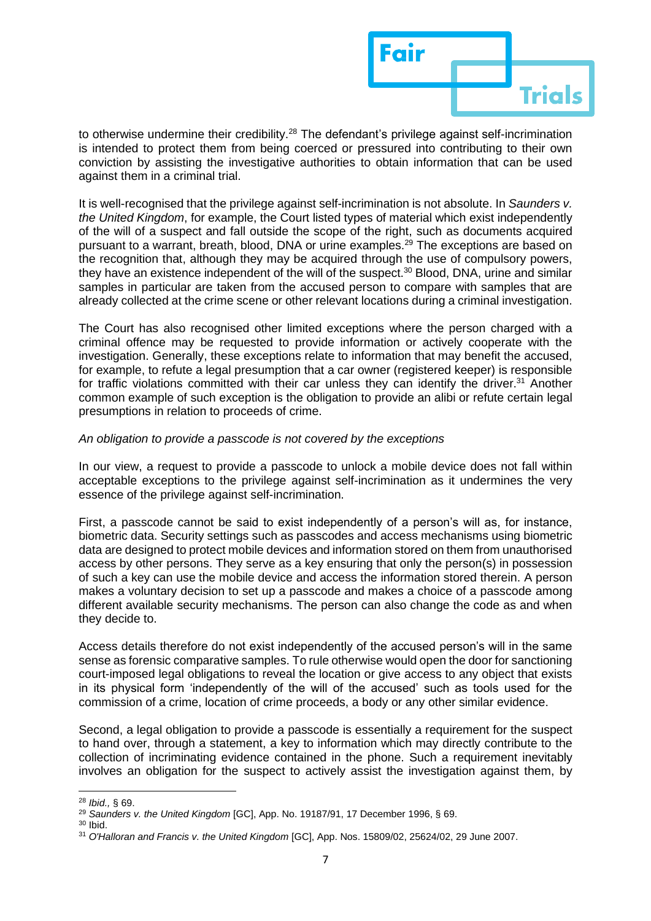to otherwise undermine their credibility.[28] The defendant's privilege against self-incrimination is intended to protect them from being coerced or pressured into contributing to their own conviction by assisting the investigative authorities to obtain information that can be used against them in a criminal trial.

It is well-recognised that the privilege against self-incrimination is not absolute. In *Saunders v. the United Kingdom*, for example, the Court listed types of material which exist independently of the will of a suspect and fall outside the scope of the right, such as documents acquired pursuant to a warrant, breath, blood, DNA or urine examples.[29] The exceptions are based on the recognition that, although they may be acquired through the use of compulsory powers, they have an existence independent of the will of the suspect.[30] Blood, DNA, urine and similar samples in particular are taken from the accused person to compare with samples that are already collected at the crime scene or other relevant locations during a criminal investigation.

The Court has also recognised other limited exceptions where the person charged with a criminal offence may be requested to provide information or actively cooperate with the investigation. Generally, these exceptions relate to information that may benefit the accused, for example, to refute a legal presumption that a car owner (registered keeper) is responsible for traffic violations committed with their car unless they can identify the driver.[31] Another common example of such exception is the obligation to provide an alibi or refute certain legal presumptions in relation to proceeds of crime.

*An obligation to provide a passcode is not covered by the exceptions*

In our view, a request to provide a passcode to unlock a mobile device does not fall within acceptable exceptions to the privilege against self-incrimination as it undermines the very essence of the privilege against self-incrimination.

First, a passcode cannot be said to exist independently of a person's will as, for instance, biometric data. Security settings such as passcodes and access mechanisms using biometric data are designed to protect mobile devices and information stored on them from unauthorised access by other persons. They serve as a key ensuring that only the person(s) in possession of such a key can use the mobile device and access the information stored therein. A person makes a voluntary decision to set up a passcode and makes a choice of a passcode among different available security mechanisms. The person can also change the code as and when they decide to.

Access details therefore do not exist independently of the accused person's will in the same sense as forensic comparative samples. To rule otherwise would open the door for sanctioning court-imposed legal obligations to reveal the location or give access to any object that exists in its physical form 'independently of the will of the accused' such as tools used for the commission of a crime, location of crime proceeds, a body or any other similar evidence.

Second, a legal obligation to provide a passcode is essentially a requirement for the suspect to hand over, through a statement, a key to information which may directly contribute to the collection of incriminating evidence contained in the phone. Such a requirement inevitably involves an obligation for the suspect to actively assist the investigation against them, by

[28] *Ibid.,* § 69.

[29] *Saunders v. the United Kingdom* [GC], App. No. 19187/91, 17 December 1996, § 69.

[30] Ibid.

[31] *O'Halloran and Francis v. the United Kingdom* [GC], App. Nos. 15809/02, 25624/02, 29 June 2007.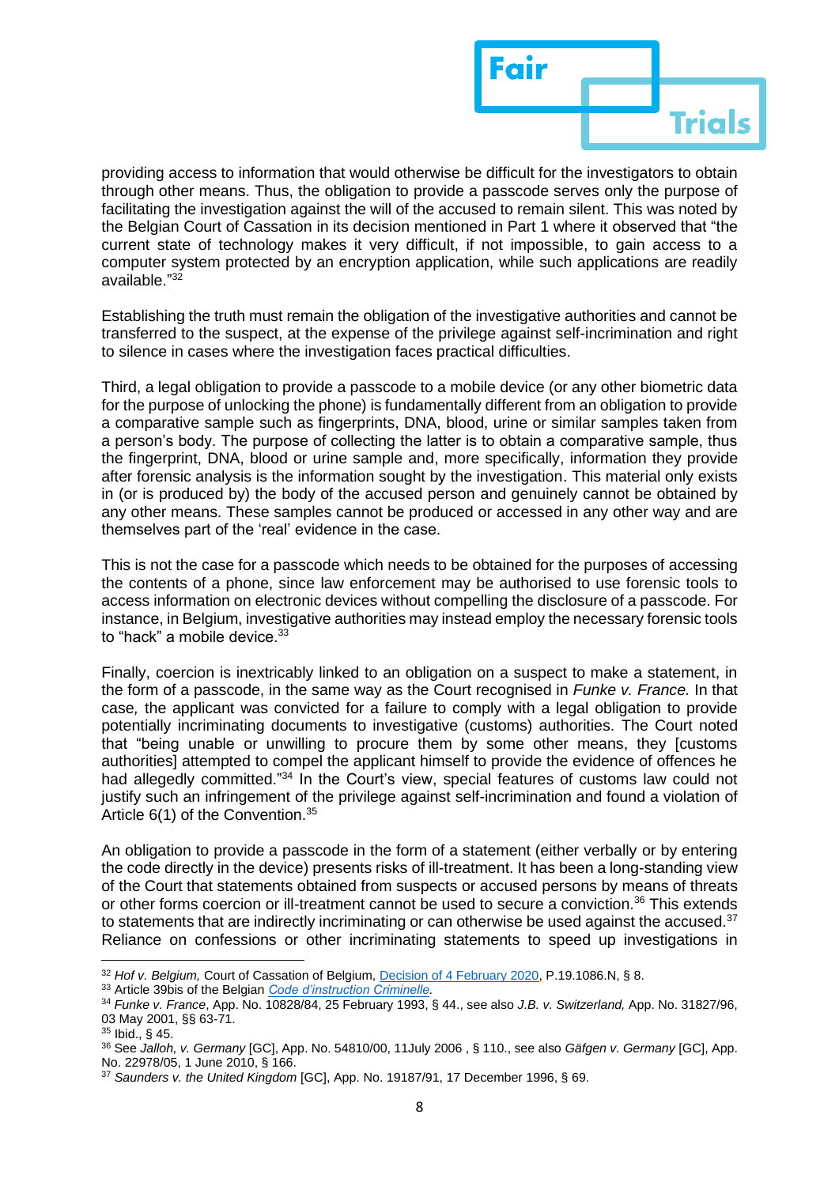providing access to information that would otherwise be difficult for the investigators to obtain through other means. Thus, the obligation to provide a passcode serves only the purpose of facilitating the investigation against the will of the accused to remain silent. This was noted by the Belgian Court of Cassation in its decision mentioned in Part 1 where it observed that "the current state of technology makes it very difficult, if not impossible, to gain access to a computer system protected by an encryption application, while such applications are readily available."[32]

Establishing the truth must remain the obligation of the investigative authorities and cannot be transferred to the suspect, at the expense of the privilege against self-incrimination and right to silence in cases where the investigation faces practical difficulties.

Third, a legal obligation to provide a passcode to a mobile device (or any other biometric data for the purpose of unlocking the phone) is fundamentally different from an obligation to provide a comparative sample such as fingerprints, DNA, blood, urine or similar samples taken from a person's body. The purpose of collecting the latter is to obtain a comparative sample, thus the fingerprint, DNA, blood or urine sample and, more specifically, information they provide after forensic analysis is the information sought by the investigation. This material only exists in (or is produced by) the body of the accused person and genuinely cannot be obtained by any other means. These samples cannot be produced or accessed in any other way and are themselves part of the 'real' evidence in the case.

This is not the case for a passcode which needs to be obtained for the purposes of accessing the contents of a phone, since law enforcement may be authorised to use forensic tools to access information on electronic devices without compelling the disclosure of a passcode. For instance, in Belgium, investigative authorities may instead employ the necessary forensic tools to "hack" a mobile device.[33]

Finally, coercion is inextricably linked to an obligation on a suspect to make a statement, in the form of a passcode, in the same way as the Court recognised in *Funke v. France.* In that case*,* the applicant was convicted for a failure to comply with a legal obligation to provide potentially incriminating documents to investigative (customs) authorities. The Court noted that "being unable or unwilling to procure them by some other means, they [customs authorities] attempted to compel the applicant himself to provide the evidence of offences he had allegedly committed."[34] In the Court's view, special features of customs law could not justify such an infringement of the privilege against self-incrimination and found a violation of Article 6(1) of the Convention.[35]

An obligation to provide a passcode in the form of a statement (either verbally or by entering the code directly in the device) presents risks of ill-treatment. It has been a long-standing view of the Court that statements obtained from suspects or accused persons by means of threats or other forms coercion or ill-treatment cannot be used to secure a conviction.[36] This extends to statements that are indirectly incriminating or can otherwise be used against the accused.[37] Reliance on confessions or other incriminating statements to speed up investigations in

---

[32] *Hof v. Belgium,* Court of Cassation of Belgium, Decision of 4 February 2020, P.19.1086.N, § 8.

[33] Article 39bis of the Belgian *Code d'instruction Criminelle.*

[34] *Funke v. France*, App. No. 10828/84, 25 February 1993, § 44., see also *J.B. v. Switzerland,* App. No. 31827/96, 03 May 2001, §§ 63-71.

[35] Ibid., § 45.

[36] See *Jalloh, v. Germany* [GC], App. No. 54810/00, 11July 2006 , § 110., see also *Gäfgen v. Germany* [GC], App. No. 22978/05, 1 June 2010, § 166.

[37] *Saunders v. the United Kingdom* [GC], App. No. 19187/91, 17 December 1996, § 69.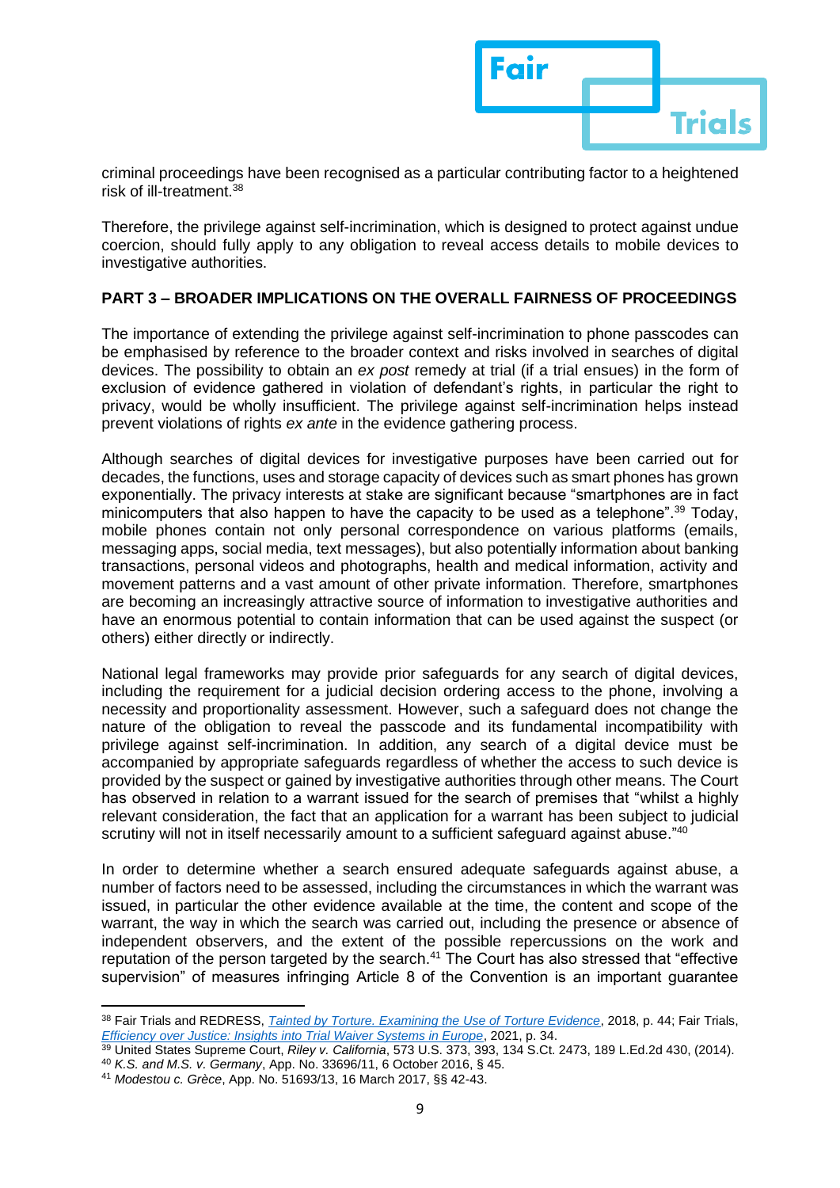criminal proceedings have been recognised as a particular contributing factor to a heightened risk of ill-treatment.[38]

Therefore, the privilege against self-incrimination, which is designed to protect against undue coercion, should fully apply to any obligation to reveal access details to mobile devices to investigative authorities.

## PART 3 – BROADER IMPLICATIONS ON THE OVERALL FAIRNESS OF PROCEEDINGS

The importance of extending the privilege against self-incrimination to phone passcodes can be emphasised by reference to the broader context and risks involved in searches of digital devices. The possibility to obtain an *ex post* remedy at trial (if a trial ensues) in the form of exclusion of evidence gathered in violation of defendant's rights, in particular the right to privacy, would be wholly insufficient. The privilege against self-incrimination helps instead prevent violations of rights *ex ante* in the evidence gathering process.

Although searches of digital devices for investigative purposes have been carried out for decades, the functions, uses and storage capacity of devices such as smart phones has grown exponentially. The privacy interests at stake are significant because "smartphones are in fact minicomputers that also happen to have the capacity to be used as a telephone".[39] Today, mobile phones contain not only personal correspondence on various platforms (emails, messaging apps, social media, text messages), but also potentially information about banking transactions, personal videos and photographs, health and medical information, activity and movement patterns and a vast amount of other private information. Therefore, smartphones are becoming an increasingly attractive source of information to investigative authorities and have an enormous potential to contain information that can be used against the suspect (or others) either directly or indirectly.

National legal frameworks may provide prior safeguards for any search of digital devices, including the requirement for a judicial decision ordering access to the phone, involving a necessity and proportionality assessment. However, such a safeguard does not change the nature of the obligation to reveal the passcode and its fundamental incompatibility with privilege against self-incrimination. In addition, any search of a digital device must be accompanied by appropriate safeguards regardless of whether the access to such device is provided by the suspect or gained by investigative authorities through other means. The Court has observed in relation to a warrant issued for the search of premises that "whilst a highly relevant consideration, the fact that an application for a warrant has been subject to judicial scrutiny will not in itself necessarily amount to a sufficient safeguard against abuse."[40]

In order to determine whether a search ensured adequate safeguards against abuse, a number of factors need to be assessed, including the circumstances in which the warrant was issued, in particular the other evidence available at the time, the content and scope of the warrant, the way in which the search was carried out, including the presence or absence of independent observers, and the extent of the possible repercussions on the work and reputation of the person targeted by the search.[41] The Court has also stressed that "effective supervision" of measures infringing Article 8 of the Convention is an important guarantee

---

[38] Fair Trials and REDRESS, *Tainted by Torture. Examining the Use of Torture Evidence*, 2018, p. 44; Fair Trials, *Efficiency over Justice: Insights into Trial Waiver Systems in Europe*, 2021, p. 34.

[39] United States Supreme Court, *Riley v. California*, 573 U.S. 373, 393, 134 S.Ct. 2473, 189 L.Ed.2d 430, (2014).

[40] *K.S. and M.S. v. Germany*, App. No. 33696/11, 6 October 2016, § 45.

[41] *Modestou c. Grèce*, App. No. 51693/13, 16 March 2017, §§ 42-43.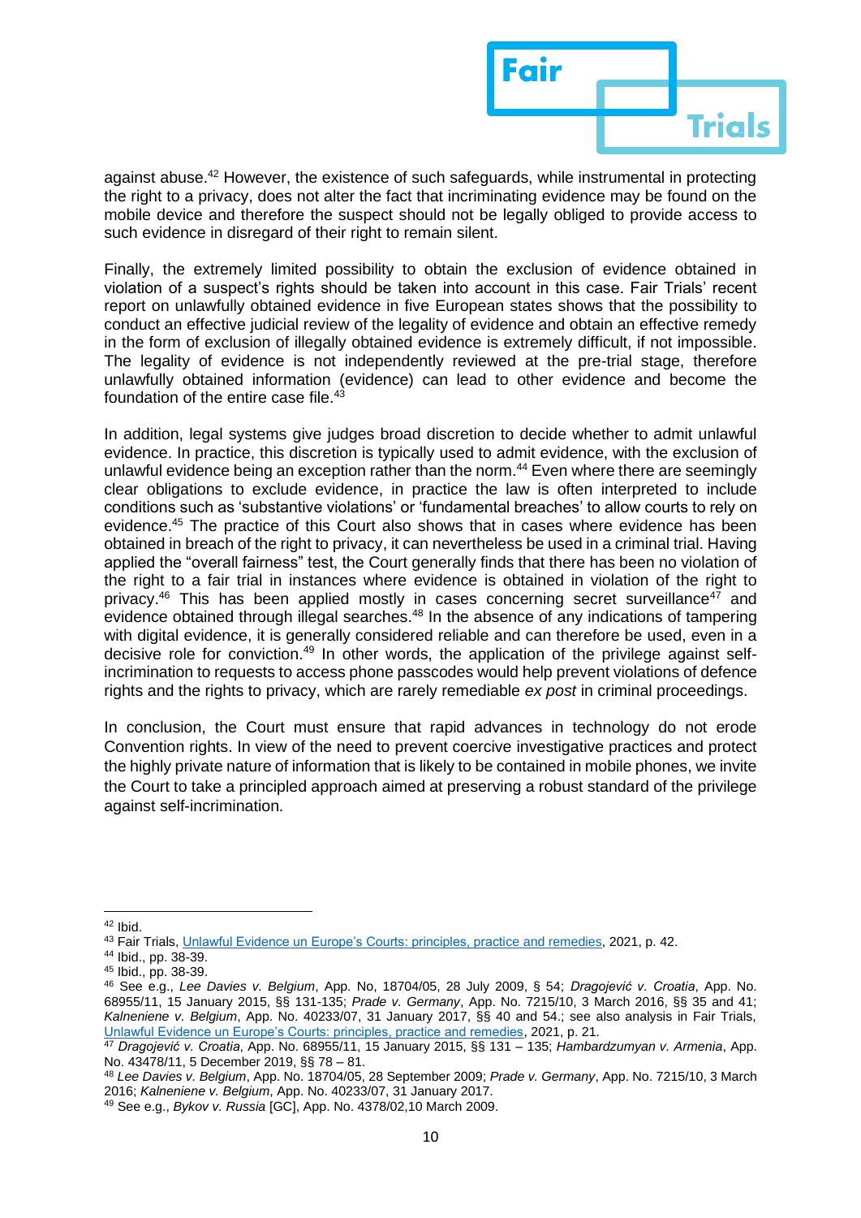against abuse.[42] However, the existence of such safeguards, while instrumental in protecting the right to a privacy, does not alter the fact that incriminating evidence may be found on the mobile device and therefore the suspect should not be legally obliged to provide access to such evidence in disregard of their right to remain silent.

Finally, the extremely limited possibility to obtain the exclusion of evidence obtained in violation of a suspect's rights should be taken into account in this case. Fair Trials' recent report on unlawfully obtained evidence in five European states shows that the possibility to conduct an effective judicial review of the legality of evidence and obtain an effective remedy in the form of exclusion of illegally obtained evidence is extremely difficult, if not impossible. The legality of evidence is not independently reviewed at the pre-trial stage, therefore unlawfully obtained information (evidence) can lead to other evidence and become the foundation of the entire case file.[43]

In addition, legal systems give judges broad discretion to decide whether to admit unlawful evidence. In practice, this discretion is typically used to admit evidence, with the exclusion of unlawful evidence being an exception rather than the norm.[44] Even where there are seemingly clear obligations to exclude evidence, in practice the law is often interpreted to include conditions such as 'substantive violations' or 'fundamental breaches' to allow courts to rely on evidence.[45] The practice of this Court also shows that in cases where evidence has been obtained in breach of the right to privacy, it can nevertheless be used in a criminal trial. Having applied the "overall fairness" test, the Court generally finds that there has been no violation of the right to a fair trial in instances where evidence is obtained in violation of the right to privacy.[46] This has been applied mostly in cases concerning secret surveillance[47] and evidence obtained through illegal searches.[48] In the absence of any indications of tampering with digital evidence, it is generally considered reliable and can therefore be used, even in a decisive role for conviction.[49] In other words, the application of the privilege against self-incrimination to requests to access phone passcodes would help prevent violations of defence rights and the rights to privacy, which are rarely remediable *ex post* in criminal proceedings.

In conclusion, the Court must ensure that rapid advances in technology do not erode Convention rights. In view of the need to prevent coercive investigative practices and protect the highly private nature of information that is likely to be contained in mobile phones, we invite the Court to take a principled approach aimed at preserving a robust standard of the privilege against self-incrimination.

---

[42] Ibid.

[43] Fair Trials, Unlawful Evidence un Europe's Courts: principles, practice and remedies, 2021, p. 42.

[44] Ibid., pp. 38-39.

[45] Ibid., pp. 38-39.

[46] See e.g., *Lee Davies v. Belgium*, App. No, 18704/05, 28 July 2009, § 54; *Dragojević v. Croatia*, App. No. 68955/11, 15 January 2015, §§ 131-135; *Prade v. Germany*, App. No. 7215/10, 3 March 2016, §§ 35 and 41; *Kalneniene v. Belgium*, App. No. 40233/07, 31 January 2017, §§ 40 and 54.; see also analysis in Fair Trials, Unlawful Evidence un Europe's Courts: principles, practice and remedies, 2021, p. 21.

[47] *Dragojević v. Croatia*, App. No. 68955/11, 15 January 2015, §§ 131 – 135; *Hambardzumyan v. Armenia*, App. No. 43478/11, 5 December 2019, §§ 78 – 81.

[48] *Lee Davies v. Belgium*, App. No. 18704/05, 28 September 2009; *Prade v. Germany*, App. No. 7215/10, 3 March 2016; *Kalneniene v. Belgium*, App. No. 40233/07, 31 January 2017.

[49] See e.g., *Bykov v. Russia* [GC], App. No. 4378/02,10 March 2009.